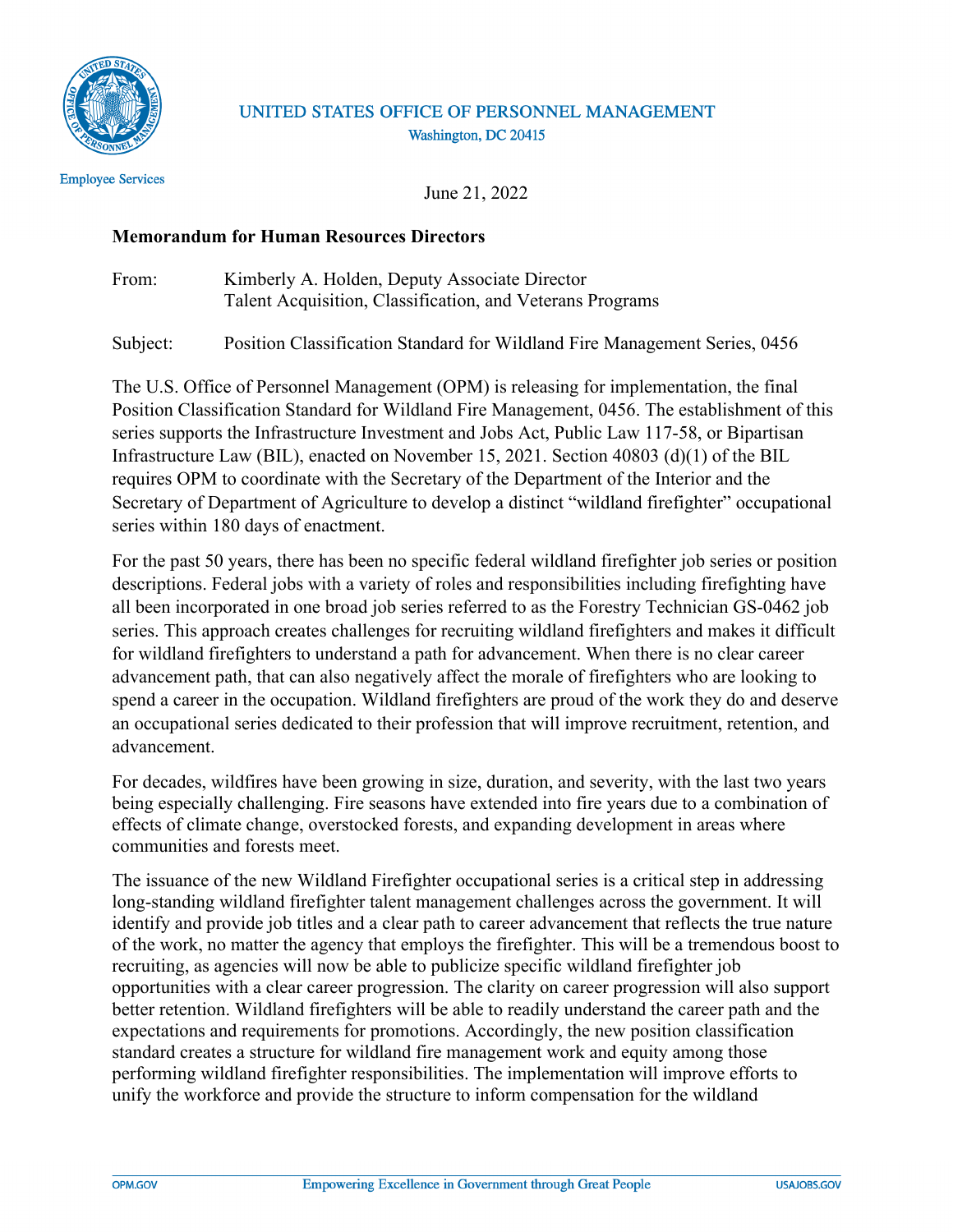UNITED STATES OFFICE OF PERSONNEL MANAGEMENT
Washington, DC 20415

Employee Services

June 21, 2022

**Memorandum for Human Resources Directors**

From: Kimberly A. Holden, Deputy Associate Director
Talent Acquisition, Classification, and Veterans Programs

Subject: Position Classification Standard for Wildland Fire Management Series, 0456

The U.S. Office of Personnel Management (OPM) is releasing for implementation, the final Position Classification Standard for Wildland Fire Management, 0456. The establishment of this series supports the Infrastructure Investment and Jobs Act, Public Law 117-58, or Bipartisan Infrastructure Law (BIL), enacted on November 15, 2021. Section 40803 (d)(1) of the BIL requires OPM to coordinate with the Secretary of the Department of the Interior and the Secretary of Department of Agriculture to develop a distinct "wildland firefighter" occupational series within 180 days of enactment.

For the past 50 years, there has been no specific federal wildland firefighter job series or position descriptions. Federal jobs with a variety of roles and responsibilities including firefighting have all been incorporated in one broad job series referred to as the Forestry Technician GS-0462 job series. This approach creates challenges for recruiting wildland firefighters and makes it difficult for wildland firefighters to understand a path for advancement. When there is no clear career advancement path, that can also negatively affect the morale of firefighters who are looking to spend a career in the occupation. Wildland firefighters are proud of the work they do and deserve an occupational series dedicated to their profession that will improve recruitment, retention, and advancement.

For decades, wildfires have been growing in size, duration, and severity, with the last two years being especially challenging. Fire seasons have extended into fire years due to a combination of effects of climate change, overstocked forests, and expanding development in areas where communities and forests meet.

The issuance of the new Wildland Firefighter occupational series is a critical step in addressing long-standing wildland firefighter talent management challenges across the government. It will identify and provide job titles and a clear path to career advancement that reflects the true nature of the work, no matter the agency that employs the firefighter. This will be a tremendous boost to recruiting, as agencies will now be able to publicize specific wildland firefighter job opportunities with a clear career progression. The clarity on career progression will also support better retention. Wildland firefighters will be able to readily understand the career path and the expectations and requirements for promotions. Accordingly, the new position classification standard creates a structure for wildland fire management work and equity among those performing wildland firefighter responsibilities. The implementation will improve efforts to unify the workforce and provide the structure to inform compensation for the wildland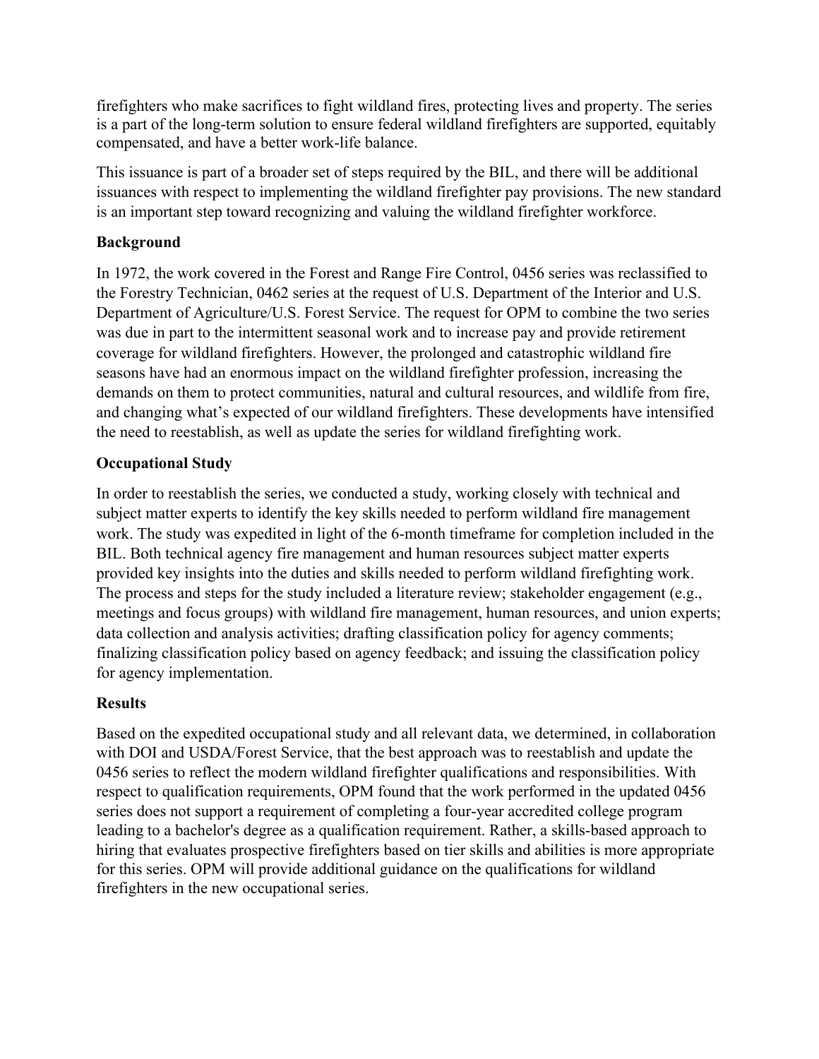firefighters who make sacrifices to fight wildland fires, protecting lives and property. The series is a part of the long-term solution to ensure federal wildland firefighters are supported, equitably compensated, and have a better work-life balance.

This issuance is part of a broader set of steps required by the BIL, and there will be additional issuances with respect to implementing the wildland firefighter pay provisions. The new standard is an important step toward recognizing and valuing the wildland firefighter workforce.

**Background**

In 1972, the work covered in the Forest and Range Fire Control, 0456 series was reclassified to the Forestry Technician, 0462 series at the request of U.S. Department of the Interior and U.S. Department of Agriculture/U.S. Forest Service. The request for OPM to combine the two series was due in part to the intermittent seasonal work and to increase pay and provide retirement coverage for wildland firefighters. However, the prolonged and catastrophic wildland fire seasons have had an enormous impact on the wildland firefighter profession, increasing the demands on them to protect communities, natural and cultural resources, and wildlife from fire, and changing what's expected of our wildland firefighters. These developments have intensified the need to reestablish, as well as update the series for wildland firefighting work.

**Occupational Study**

In order to reestablish the series, we conducted a study, working closely with technical and subject matter experts to identify the key skills needed to perform wildland fire management work. The study was expedited in light of the 6-month timeframe for completion included in the BIL. Both technical agency fire management and human resources subject matter experts provided key insights into the duties and skills needed to perform wildland firefighting work. The process and steps for the study included a literature review; stakeholder engagement (e.g., meetings and focus groups) with wildland fire management, human resources, and union experts; data collection and analysis activities; drafting classification policy for agency comments; finalizing classification policy based on agency feedback; and issuing the classification policy for agency implementation.

**Results**

Based on the expedited occupational study and all relevant data, we determined, in collaboration with DOI and USDA/Forest Service, that the best approach was to reestablish and update the 0456 series to reflect the modern wildland firefighter qualifications and responsibilities. With respect to qualification requirements, OPM found that the work performed in the updated 0456 series does not support a requirement of completing a four-year accredited college program leading to a bachelor's degree as a qualification requirement. Rather, a skills-based approach to hiring that evaluates prospective firefighters based on tier skills and abilities is more appropriate for this series. OPM will provide additional guidance on the qualifications for wildland firefighters in the new occupational series.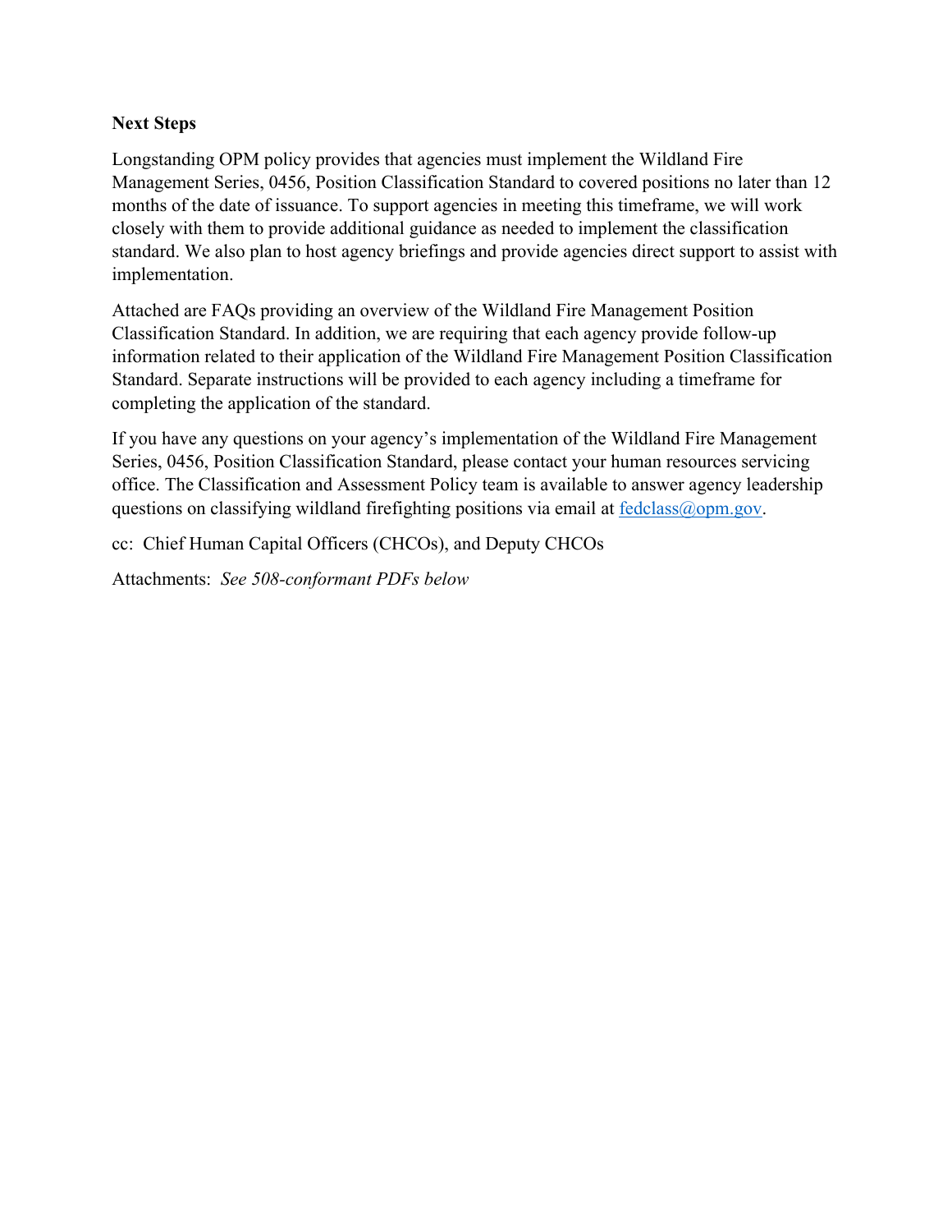**Next Steps**

Longstanding OPM policy provides that agencies must implement the Wildland Fire Management Series, 0456, Position Classification Standard to covered positions no later than 12 months of the date of issuance. To support agencies in meeting this timeframe, we will work closely with them to provide additional guidance as needed to implement the classification standard. We also plan to host agency briefings and provide agencies direct support to assist with implementation.

Attached are FAQs providing an overview of the Wildland Fire Management Position Classification Standard. In addition, we are requiring that each agency provide follow-up information related to their application of the Wildland Fire Management Position Classification Standard. Separate instructions will be provided to each agency including a timeframe for completing the application of the standard.

If you have any questions on your agency's implementation of the Wildland Fire Management Series, 0456, Position Classification Standard, please contact your human resources servicing office. The Classification and Assessment Policy team is available to answer agency leadership questions on classifying wildland firefighting positions via email at fedclass@opm.gov.

cc: Chief Human Capital Officers (CHCOs), and Deputy CHCOs

Attachments: *See 508-conformant PDFs below*